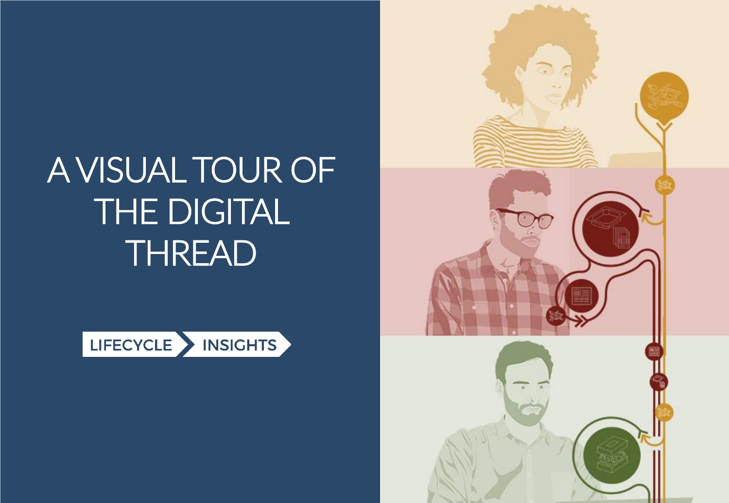# A VISUAL TOUR OF THE DIGITAL THREAD

LIFECYCLE INSIGHTS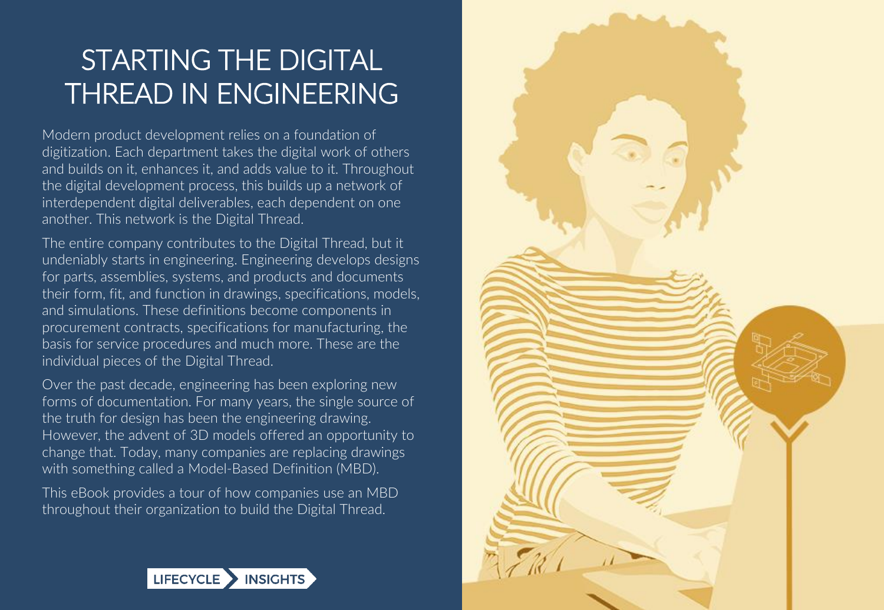# STARTING THE DIGITAL THREAD IN ENGINEERING

Modern product development relies on a foundation of digitization. Each department takes the digital work of others and builds on it, enhances it, and adds value to it. Throughout the digital development process, this builds up a network of interdependent digital deliverables, each dependent on one another. This network is the Digital Thread.

The entire company contributes to the Digital Thread, but it undeniably starts in engineering. Engineering develops designs for parts, assemblies, systems, and products and documents their form, fit, and function in drawings, specifications, models, and simulations. These definitions become components in procurement contracts, specifications for manufacturing, the basis for service procedures and much more. These are the individual pieces of the Digital Thread.

Over the past decade, engineering has been exploring new forms of documentation. For many years, the single source of the truth for design has been the engineering drawing. However, the advent of 3D models offered an opportunity to change that. Today, many companies are replacing drawings with something called a Model-Based Definition (MBD).

This eBook provides a tour of how companies use an MBD throughout their organization to build the Digital Thread.

LIFECYCLE INSIGHTS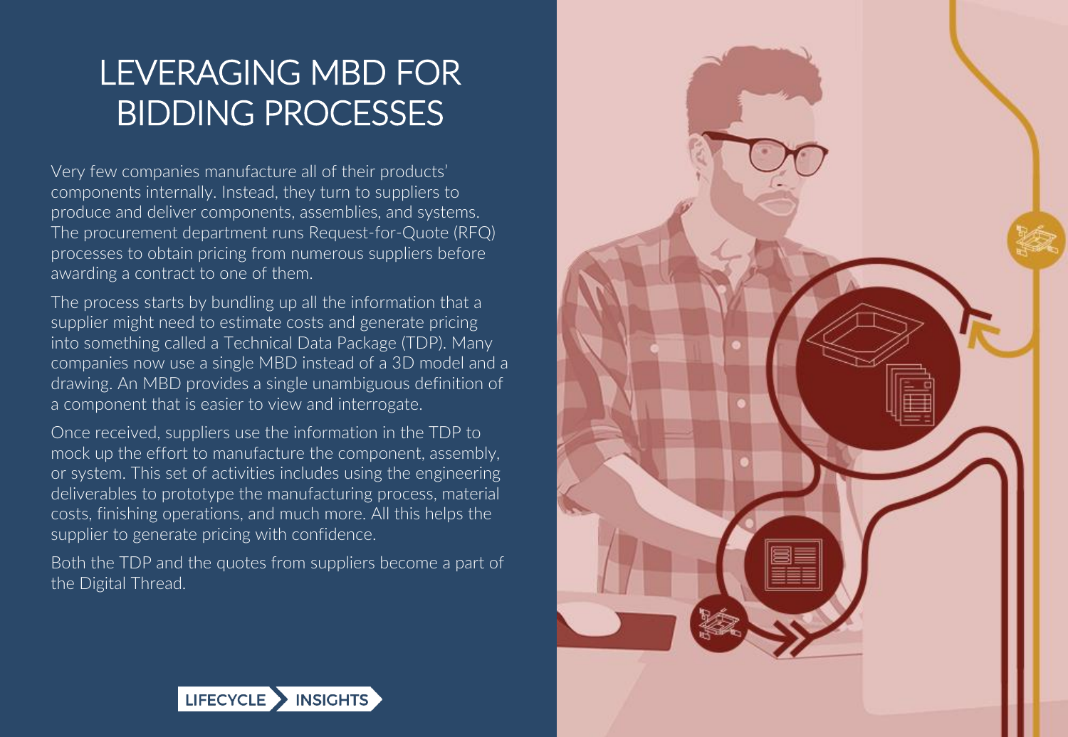# LEVERAGING MBD FOR BIDDING PROCESSES

Very few companies manufacture all of their products' components internally. Instead, they turn to suppliers to produce and deliver components, assemblies, and systems. The procurement department runs Request-for-Quote (RFQ) processes to obtain pricing from numerous suppliers before awarding a contract to one of them.

The process starts by bundling up all the information that a supplier might need to estimate costs and generate pricing into something called a Technical Data Package (TDP). Many companies now use a single MBD instead of a 3D model and a drawing. An MBD provides a single unambiguous definition of a component that is easier to view and interrogate.

Once received, suppliers use the information in the TDP to mock up the effort to manufacture the component, assembly, or system. This set of activities includes using the engineering deliverables to prototype the manufacturing process, material costs, finishing operations, and much more. All this helps the supplier to generate pricing with confidence.

Both the TDP and the quotes from suppliers become a part of the Digital Thread.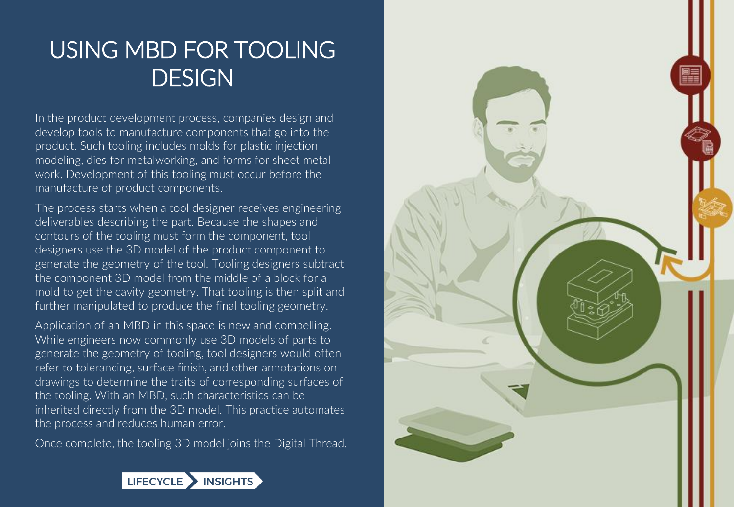# USING MBD FOR TOOLING DESIGN

In the product development process, companies design and develop tools to manufacture components that go into the product. Such tooling includes molds for plastic injection modeling, dies for metalworking, and forms for sheet metal work. Development of this tooling must occur before the manufacture of product components.

The process starts when a tool designer receives engineering deliverables describing the part. Because the shapes and contours of the tooling must form the component, tool designers use the 3D model of the product component to generate the geometry of the tool. Tooling designers subtract the component 3D model from the middle of a block for a mold to get the cavity geometry. That tooling is then split and further manipulated to produce the final tooling geometry.

Application of an MBD in this space is new and compelling. While engineers now commonly use 3D models of parts to generate the geometry of tooling, tool designers would often refer to tolerancing, surface finish, and other annotations on drawings to determine the traits of corresponding surfaces of the tooling. With an MBD, such characteristics can be inherited directly from the 3D model. This practice automates the process and reduces human error.

Once complete, the tooling 3D model joins the Digital Thread.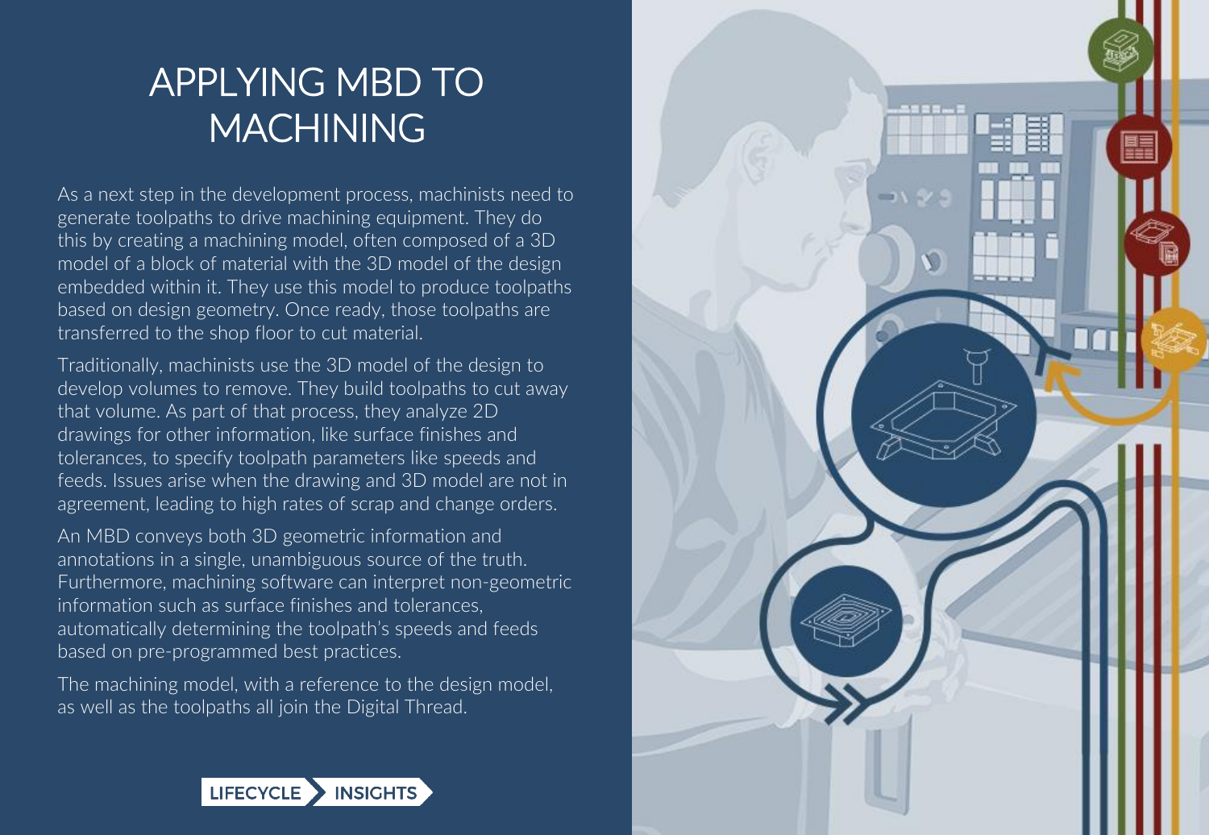# APPLYING MBD TO MACHINING

As a next step in the development process, machinists need to generate toolpaths to drive machining equipment. They do this by creating a machining model, often composed of a 3D model of a block of material with the 3D model of the design embedded within it. They use this model to produce toolpaths based on design geometry. Once ready, those toolpaths are transferred to the shop floor to cut material.

Traditionally, machinists use the 3D model of the design to develop volumes to remove. They build toolpaths to cut away that volume. As part of that process, they analyze 2D drawings for other information, like surface finishes and tolerances, to specify toolpath parameters like speeds and feeds. Issues arise when the drawing and 3D model are not in agreement, leading to high rates of scrap and change orders.

An MBD conveys both 3D geometric information and annotations in a single, unambiguous source of the truth. Furthermore, machining software can interpret non-geometric information such as surface finishes and tolerances, automatically determining the toolpath's speeds and feeds based on pre-programmed best practices.

The machining model, with a reference to the design model, as well as the toolpaths all join the Digital Thread.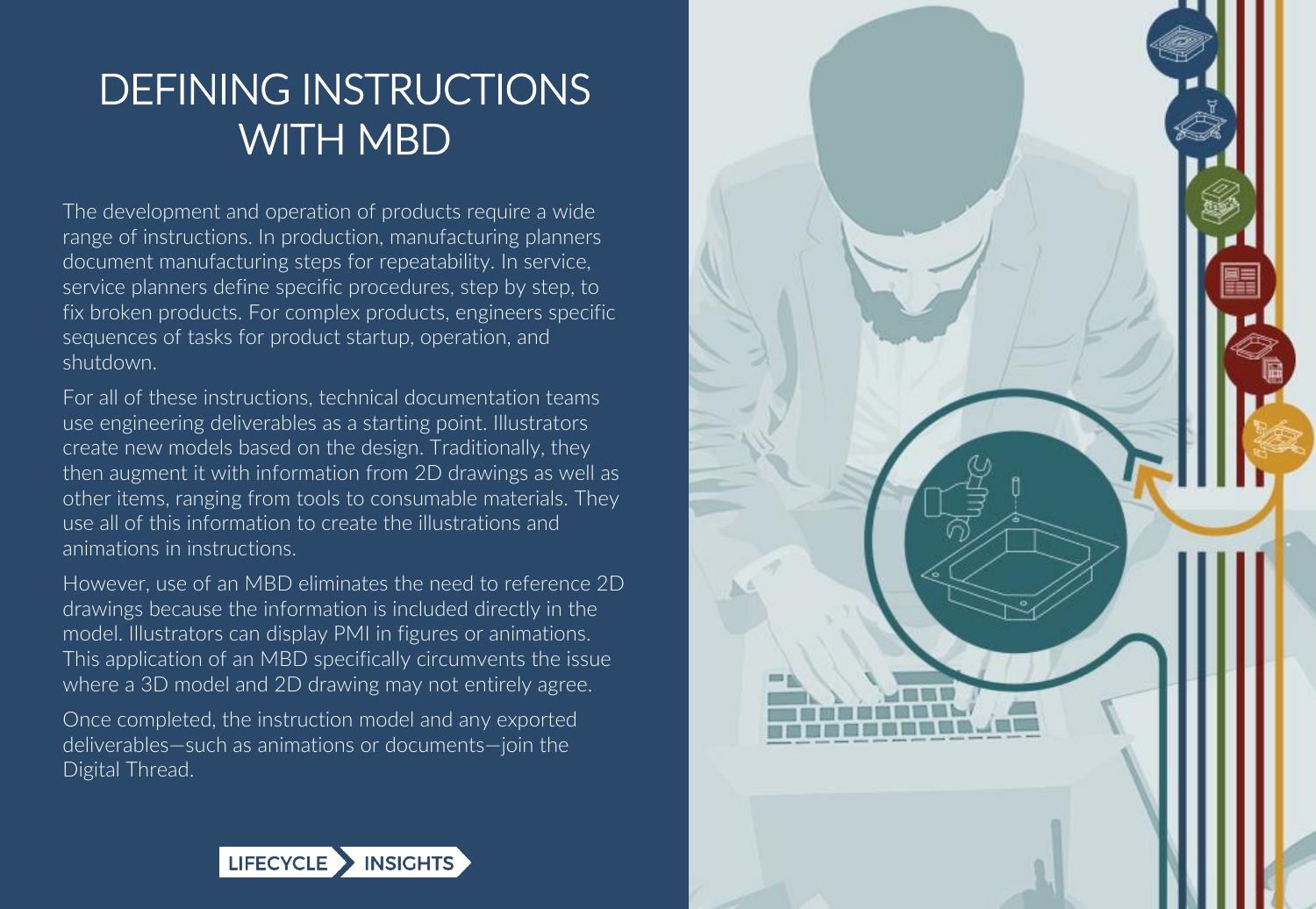# DEFINING INSTRUCTIONS WITH MBD

The development and operation of products require a wide range of instructions. In production, manufacturing planners document manufacturing steps for repeatability. In service, service planners define specific procedures, step by step, to fix broken products. For complex products, engineers specific sequences of tasks for product startup, operation, and shutdown.

For all of these instructions, technical documentation teams use engineering deliverables as a starting point. Illustrators create new models based on the design. Traditionally, they then augment it with information from 2D drawings as well as other items, ranging from tools to consumable materials. They use all of this information to create the illustrations and animations in instructions.

However, use of an MBD eliminates the need to reference 2D drawings because the information is included directly in the model. Illustrators can display PMI in figures or animations. This application of an MBD specifically circumvents the issue where a 3D model and 2D drawing may not entirely agree.

Once completed, the instruction model and any exported deliverables—such as animations or documents—join the Digital Thread.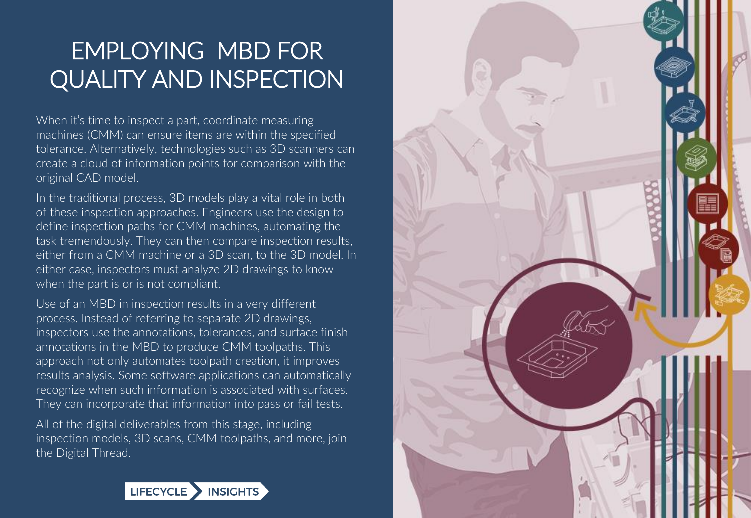# EMPLOYING MBD FOR QUALITY AND INSPECTION

When it's time to inspect a part, coordinate measuring machines (CMM) can ensure items are within the specified tolerance. Alternatively, technologies such as 3D scanners can create a cloud of information points for comparison with the original CAD model.

In the traditional process, 3D models play a vital role in both of these inspection approaches. Engineers use the design to define inspection paths for CMM machines, automating the task tremendously. They can then compare inspection results, either from a CMM machine or a 3D scan, to the 3D model. In either case, inspectors must analyze 2D drawings to know when the part is or is not compliant.

Use of an MBD in inspection results in a very different process. Instead of referring to separate 2D drawings, inspectors use the annotations, tolerances, and surface finish annotations in the MBD to produce CMM toolpaths. This approach not only automates toolpath creation, it improves results analysis. Some software applications can automatically recognize when such information is associated with surfaces. They can incorporate that information into pass or fail tests.

All of the digital deliverables from this stage, including inspection models, 3D scans, CMM toolpaths, and more, join the Digital Thread.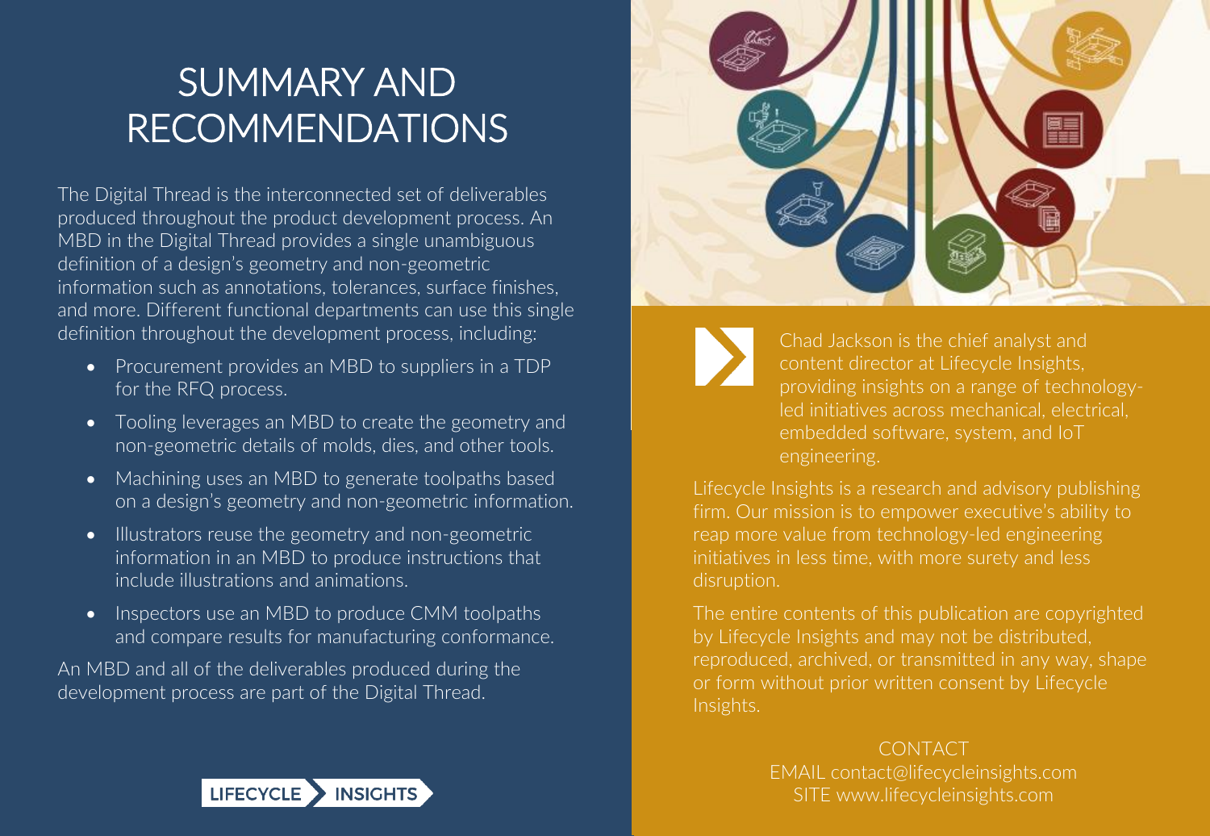# SUMMARY AND RECOMMENDATIONS

The Digital Thread is the interconnected set of deliverables produced throughout the product development process. An MBD in the Digital Thread provides a single unambiguous definition of a design's geometry and non-geometric information such as annotations, tolerances, surface finishes, and more. Different functional departments can use this single definition throughout the development process, including:

- Procurement provides an MBD to suppliers in a TDP for the RFQ process.
- Tooling leverages an MBD to create the geometry and non-geometric details of molds, dies, and other tools.
- Machining uses an MBD to generate toolpaths based on a design's geometry and non-geometric information.
- Illustrators reuse the geometry and non-geometric information in an MBD to produce instructions that include illustrations and animations.
- Inspectors use an MBD to produce CMM toolpaths and compare results for manufacturing conformance.

An MBD and all of the deliverables produced during the development process are part of the Digital Thread.

LIFECYCLE INSIGHTS

Chad Jackson is the chief analyst and content director at Lifecycle Insights, providing insights on a range of technology-led initiatives across mechanical, electrical, embedded software, system, and IoT engineering.

Lifecycle Insights is a research and advisory publishing firm. Our mission is to empower executive's ability to reap more value from technology-led engineering initiatives in less time, with more surety and less disruption.

The entire contents of this publication are copyrighted by Lifecycle Insights and may not be distributed, reproduced, archived, or transmitted in any way, shape or form without prior written consent by Lifecycle Insights.

CONTACT
EMAIL contact@lifecycleinsights.com
SITE www.lifecycleinsights.com